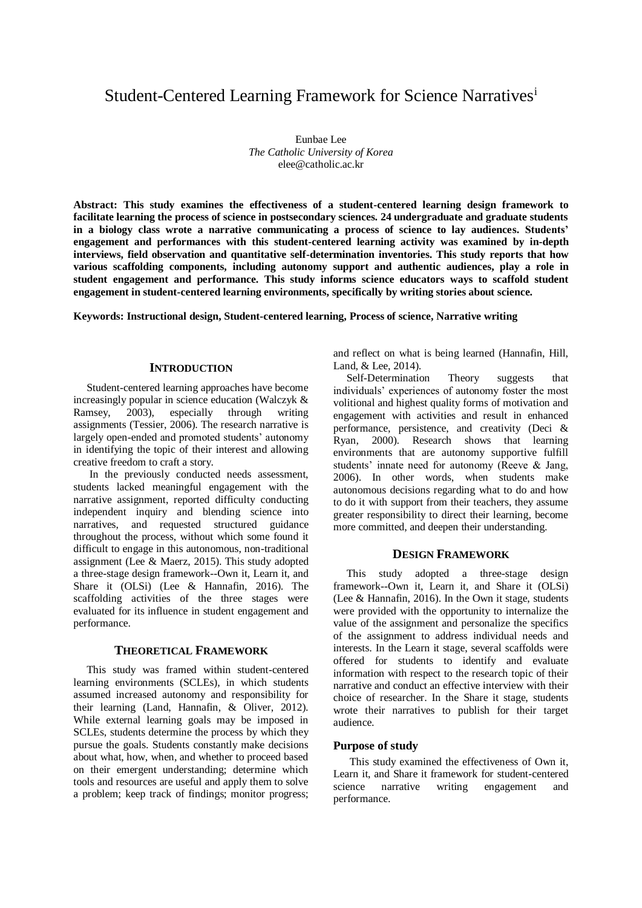# Student-Centered Learning Framework for Science Narratives[i]

Eunbae Lee
*The Catholic University of Korea*
elee@catholic.ac.kr

**Abstract: This study examines the effectiveness of a student-centered learning design framework to facilitate learning the process of science in postsecondary sciences. 24 undergraduate and graduate students in a biology class wrote a narrative communicating a process of science to lay audiences. Students' engagement and performances with this student-centered learning activity was examined by in-depth interviews, field observation and quantitative self-determination inventories. This study reports that how various scaffolding components, including autonomy support and authentic audiences, play a role in student engagement and performance. This study informs science educators ways to scaffold student engagement in student-centered learning environments, specifically by writing stories about science.**

**Keywords: Instructional design, Student-centered learning, Process of science, Narrative writing**

## INTRODUCTION

Student-centered learning approaches have become increasingly popular in science education (Walczyk & Ramsey, 2003), especially through writing assignments (Tessier, 2006). The research narrative is largely open-ended and promoted students' autonomy in identifying the topic of their interest and allowing creative freedom to craft a story.

In the previously conducted needs assessment, students lacked meaningful engagement with the narrative assignment, reported difficulty conducting independent inquiry and blending science into narratives, and requested structured guidance throughout the process, without which some found it difficult to engage in this autonomous, non-traditional assignment (Lee & Maerz, 2015). This study adopted a three-stage design framework--Own it, Learn it, and Share it (OLSi) (Lee & Hannafin, 2016). The scaffolding activities of the three stages were evaluated for its influence in student engagement and performance.

## THEORETICAL FRAMEWORK

This study was framed within student-centered learning environments (SCLEs), in which students assumed increased autonomy and responsibility for their learning (Land, Hannafin, & Oliver, 2012). While external learning goals may be imposed in SCLEs, students determine the process by which they pursue the goals. Students constantly make decisions about what, how, when, and whether to proceed based on their emergent understanding; determine which tools and resources are useful and apply them to solve a problem; keep track of findings; monitor progress; and reflect on what is being learned (Hannafin, Hill, Land, & Lee, 2014).

Self-Determination Theory suggests that individuals' experiences of autonomy foster the most volitional and highest quality forms of motivation and engagement with activities and result in enhanced performance, persistence, and creativity (Deci & Ryan, 2000). Research shows that learning environments that are autonomy supportive fulfill students' innate need for autonomy (Reeve & Jang, 2006). In other words, when students make autonomous decisions regarding what to do and how to do it with support from their teachers, they assume greater responsibility to direct their learning, become more committed, and deepen their understanding.

## DESIGN FRAMEWORK

This study adopted a three-stage design framework--Own it, Learn it, and Share it (OLSi) (Lee & Hannafin, 2016). In the Own it stage, students were provided with the opportunity to internalize the value of the assignment and personalize the specifics of the assignment to address individual needs and interests. In the Learn it stage, several scaffolds were offered for students to identify and evaluate information with respect to the research topic of their narrative and conduct an effective interview with their choice of researcher. In the Share it stage, students wrote their narratives to publish for their target audience.

### Purpose of study

This study examined the effectiveness of Own it, Learn it, and Share it framework for student-centered science narrative writing engagement and performance.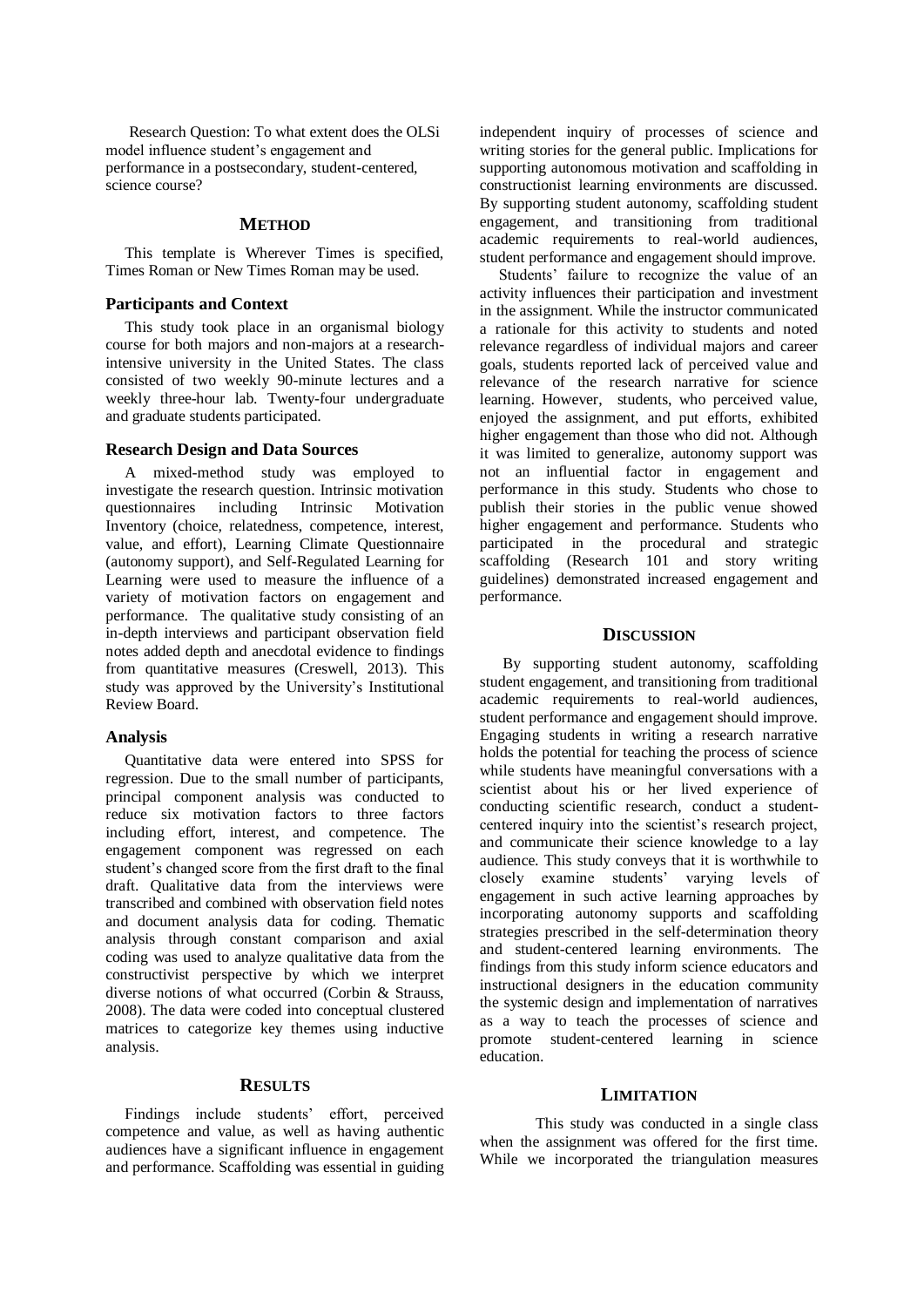Research Question: To what extent does the OLSi model influence student's engagement and performance in a postsecondary, student-centered, science course?

## METHOD

This template is Wherever Times is specified, Times Roman or New Times Roman may be used.

### Participants and Context

This study took place in an organismal biology course for both majors and non-majors at a research-intensive university in the United States. The class consisted of two weekly 90-minute lectures and a weekly three-hour lab. Twenty-four undergraduate and graduate students participated.

### Research Design and Data Sources

A mixed-method study was employed to investigate the research question. Intrinsic motivation questionnaires including Intrinsic Motivation Inventory (choice, relatedness, competence, interest, value, and effort), Learning Climate Questionnaire (autonomy support), and Self-Regulated Learning for Learning were used to measure the influence of a variety of motivation factors on engagement and performance. The qualitative study consisting of an in-depth interviews and participant observation field notes added depth and anecdotal evidence to findings from quantitative measures (Creswell, 2013). This study was approved by the University's Institutional Review Board.

### Analysis

Quantitative data were entered into SPSS for regression. Due to the small number of participants, principal component analysis was conducted to reduce six motivation factors to three factors including effort, interest, and competence. The engagement component was regressed on each student's changed score from the first draft to the final draft. Qualitative data from the interviews were transcribed and combined with observation field notes and document analysis data for coding. Thematic analysis through constant comparison and axial coding was used to analyze qualitative data from the constructivist perspective by which we interpret diverse notions of what occurred (Corbin & Strauss, 2008). The data were coded into conceptual clustered matrices to categorize key themes using inductive analysis.

## RESULTS

Findings include students' effort, perceived competence and value, as well as having authentic audiences have a significant influence in engagement and performance. Scaffolding was essential in guiding independent inquiry of processes of science and writing stories for the general public. Implications for supporting autonomous motivation and scaffolding in constructionist learning environments are discussed. By supporting student autonomy, scaffolding student engagement, and transitioning from traditional academic requirements to real-world audiences, student performance and engagement should improve.

Students' failure to recognize the value of an activity influences their participation and investment in the assignment. While the instructor communicated a rationale for this activity to students and noted relevance regardless of individual majors and career goals, students reported lack of perceived value and relevance of the research narrative for science learning. However, students, who perceived value, enjoyed the assignment, and put efforts, exhibited higher engagement than those who did not. Although it was limited to generalize, autonomy support was not an influential factor in engagement and performance in this study. Students who chose to publish their stories in the public venue showed higher engagement and performance. Students who participated in the procedural and strategic scaffolding (Research 101 and story writing guidelines) demonstrated increased engagement and performance.

## DISCUSSION

By supporting student autonomy, scaffolding student engagement, and transitioning from traditional academic requirements to real-world audiences, student performance and engagement should improve. Engaging students in writing a research narrative holds the potential for teaching the process of science while students have meaningful conversations with a scientist about his or her lived experience of conducting scientific research, conduct a student-centered inquiry into the scientist's research project, and communicate their science knowledge to a lay audience. This study conveys that it is worthwhile to closely examine students' varying levels of engagement in such active learning approaches by incorporating autonomy supports and scaffolding strategies prescribed in the self-determination theory and student-centered learning environments. The findings from this study inform science educators and instructional designers in the education community the systemic design and implementation of narratives as a way to teach the processes of science and promote student-centered learning in science education.

## LIMITATION

This study was conducted in a single class when the assignment was offered for the first time. While we incorporated the triangulation measures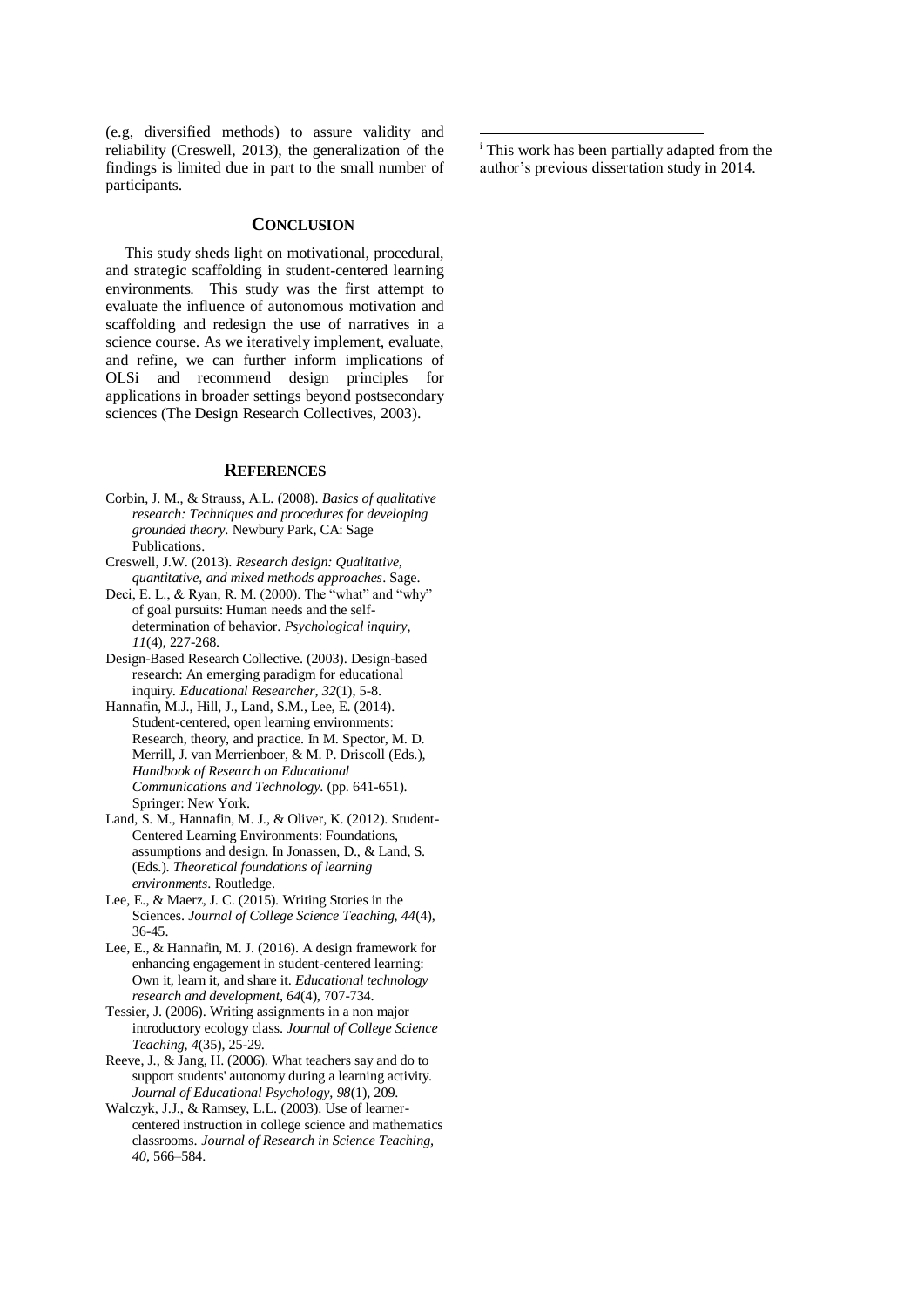(e.g, diversified methods) to assure validity and reliability (Creswell, 2013), the generalization of the findings is limited due in part to the small number of participants.

## CONCLUSION

This study sheds light on motivational, procedural, and strategic scaffolding in student-centered learning environments. This study was the first attempt to evaluate the influence of autonomous motivation and scaffolding and redesign the use of narratives in a science course. As we iteratively implement, evaluate, and refine, we can further inform implications of OLSi and recommend design principles for applications in broader settings beyond postsecondary sciences (The Design Research Collectives, 2003).

## REFERENCES

Corbin, J. M., & Strauss, A.L. (2008). *Basics of qualitative research: Techniques and procedures for developing grounded theory*. Newbury Park, CA: Sage Publications.

Creswell, J.W. (2013). *Research design: Qualitative, quantitative, and mixed methods approaches*. Sage.

Deci, E. L., & Ryan, R. M. (2000). The "what" and "why" of goal pursuits: Human needs and the self-determination of behavior. *Psychological inquiry, 11*(4), 227-268.

Design-Based Research Collective. (2003). Design-based research: An emerging paradigm for educational inquiry. *Educational Researcher, 32*(1), 5-8.

Hannafin, M.J., Hill, J., Land, S.M., Lee, E. (2014). Student-centered, open learning environments: Research, theory, and practice. In M. Spector, M. D. Merrill, J. van Merrienboer, & M. P. Driscoll (Eds.), *Handbook of Research on Educational Communications and Technology*. (pp. 641-651). Springer: New York.

Land, S. M., Hannafin, M. J., & Oliver, K. (2012). Student-Centered Learning Environments: Foundations, assumptions and design. In Jonassen, D., & Land, S. (Eds.). *Theoretical foundations of learning environments*. Routledge.

Lee, E., & Maerz, J. C. (2015). Writing Stories in the Sciences. *Journal of College Science Teaching, 44*(4), 36-45.

Lee, E., & Hannafin, M. J. (2016). A design framework for enhancing engagement in student-centered learning: Own it, learn it, and share it. *Educational technology research and development, 64*(4), 707-734.

Tessier, J. (2006). Writing assignments in a non major introductory ecology class. *Journal of College Science Teaching, 4*(35), 25-29.

Reeve, J., & Jang, H. (2006). What teachers say and do to support students' autonomy during a learning activity. *Journal of Educational Psychology, 98*(1), 209.

Walczyk, J.J., & Ramsey, L.L. (2003). Use of learner-centered instruction in college science and mathematics classrooms. *Journal of Research in Science Teaching, 40*, 566–584.

---

[i] This work has been partially adapted from the author's previous dissertation study in 2014.